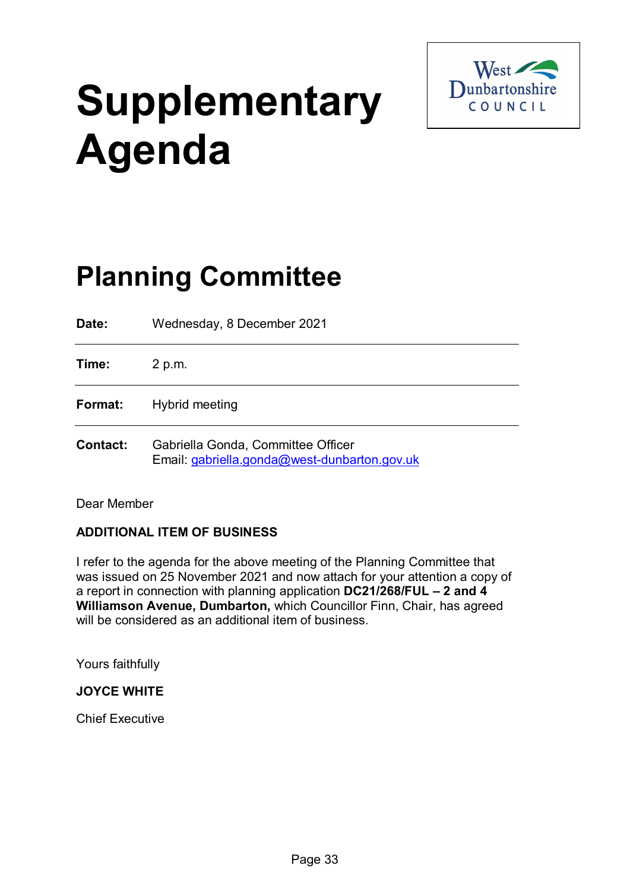# Supplementary Agenda

West Dunbartonshire COUNCIL

## Planning Committee

| | |
|---|---|
| **Date:** | Wednesday, 8 December 2021 |
| **Time:** | 2 p.m. |
| **Format:** | Hybrid meeting |
| **Contact:** | Gabriella Gonda, Committee Officer<br>Email: gabriella.gonda@west-dunbarton.gov.uk |

Dear Member

**ADDITIONAL ITEM OF BUSINESS**

I refer to the agenda for the above meeting of the Planning Committee that was issued on 25 November 2021 and now attach for your attention a copy of a report in connection with planning application **DC21/268/FUL – 2 and 4 Williamson Avenue, Dumbarton,** which Councillor Finn, Chair, has agreed will be considered as an additional item of business.

Yours faithfully

**JOYCE WHITE**

Chief Executive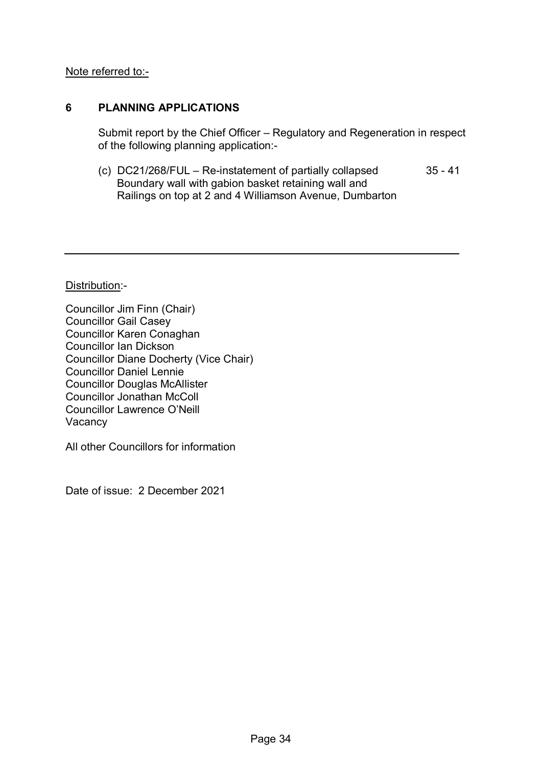Note referred to:-

## 6 PLANNING APPLICATIONS

Submit report by the Chief Officer – Regulatory and Regeneration in respect of the following planning application:-

(c) DC21/268/FUL – Re-instatement of partially collapsed Boundary wall with gabion basket retaining wall and Railings on top at 2 and 4 Williamson Avenue, Dumbarton — 35 - 41

---

Distribution:-

Councillor Jim Finn (Chair)
Councillor Gail Casey
Councillor Karen Conaghan
Councillor Ian Dickson
Councillor Diane Docherty (Vice Chair)
Councillor Daniel Lennie
Councillor Douglas McAllister
Councillor Jonathan McColl
Councillor Lawrence O'Neill
Vacancy

All other Councillors for information

Date of issue: 2 December 2021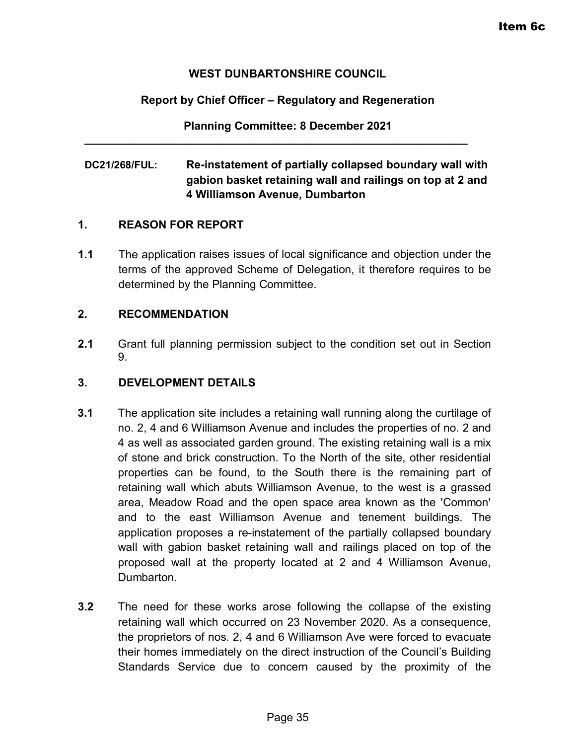Item 6c

**WEST DUNBARTONSHIRE COUNCIL**

**Report by Chief Officer – Regulatory and Regeneration**

**Planning Committee: 8 December 2021**

---

**DC21/268/FUL:** **Re-instatement of partially collapsed boundary wall with gabion basket retaining wall and railings on top at 2 and 4 Williamson Avenue, Dumbarton**

## 1. REASON FOR REPORT

**1.1** The application raises issues of local significance and objection under the terms of the approved Scheme of Delegation, it therefore requires to be determined by the Planning Committee.

## 2. RECOMMENDATION

**2.1** Grant full planning permission subject to the condition set out in Section 9.

## 3. DEVELOPMENT DETAILS

**3.1** The application site includes a retaining wall running along the curtilage of no. 2, 4 and 6 Williamson Avenue and includes the properties of no. 2 and 4 as well as associated garden ground. The existing retaining wall is a mix of stone and brick construction. To the North of the site, other residential properties can be found, to the South there is the remaining part of retaining wall which abuts Williamson Avenue, to the west is a grassed area, Meadow Road and the open space area known as the 'Common' and to the east Williamson Avenue and tenement buildings. The application proposes a re-instatement of the partially collapsed boundary wall with gabion basket retaining wall and railings placed on top of the proposed wall at the property located at 2 and 4 Williamson Avenue, Dumbarton.

**3.2** The need for these works arose following the collapse of the existing retaining wall which occurred on 23 November 2020. As a consequence, the proprietors of nos. 2, 4 and 6 Williamson Ave were forced to evacuate their homes immediately on the direct instruction of the Council's Building Standards Service due to concern caused by the proximity of the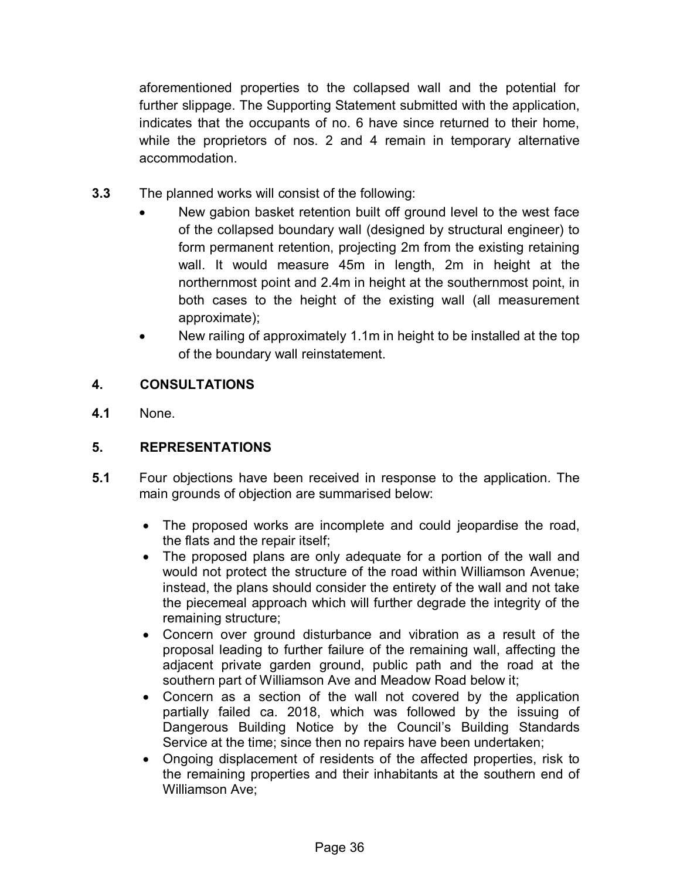aforementioned properties to the collapsed wall and the potential for further slippage. The Supporting Statement submitted with the application, indicates that the occupants of no. 6 have since returned to their home, while the proprietors of nos. 2 and 4 remain in temporary alternative accommodation.

**3.3** The planned works will consist of the following:

- New gabion basket retention built off ground level to the west face of the collapsed boundary wall (designed by structural engineer) to form permanent retention, projecting 2m from the existing retaining wall. It would measure 45m in length, 2m in height at the northernmost point and 2.4m in height at the southernmost point, in both cases to the height of the existing wall (all measurement approximate);
- New railing of approximately 1.1m in height to be installed at the top of the boundary wall reinstatement.

## 4. CONSULTATIONS

**4.1** None.

## 5. REPRESENTATIONS

**5.1** Four objections have been received in response to the application. The main grounds of objection are summarised below:

- The proposed works are incomplete and could jeopardise the road, the flats and the repair itself;
- The proposed plans are only adequate for a portion of the wall and would not protect the structure of the road within Williamson Avenue; instead, the plans should consider the entirety of the wall and not take the piecemeal approach which will further degrade the integrity of the remaining structure;
- Concern over ground disturbance and vibration as a result of the proposal leading to further failure of the remaining wall, affecting the adjacent private garden ground, public path and the road at the southern part of Williamson Ave and Meadow Road below it;
- Concern as a section of the wall not covered by the application partially failed ca. 2018, which was followed by the issuing of Dangerous Building Notice by the Council's Building Standards Service at the time; since then no repairs have been undertaken;
- Ongoing displacement of residents of the affected properties, risk to the remaining properties and their inhabitants at the southern end of Williamson Ave;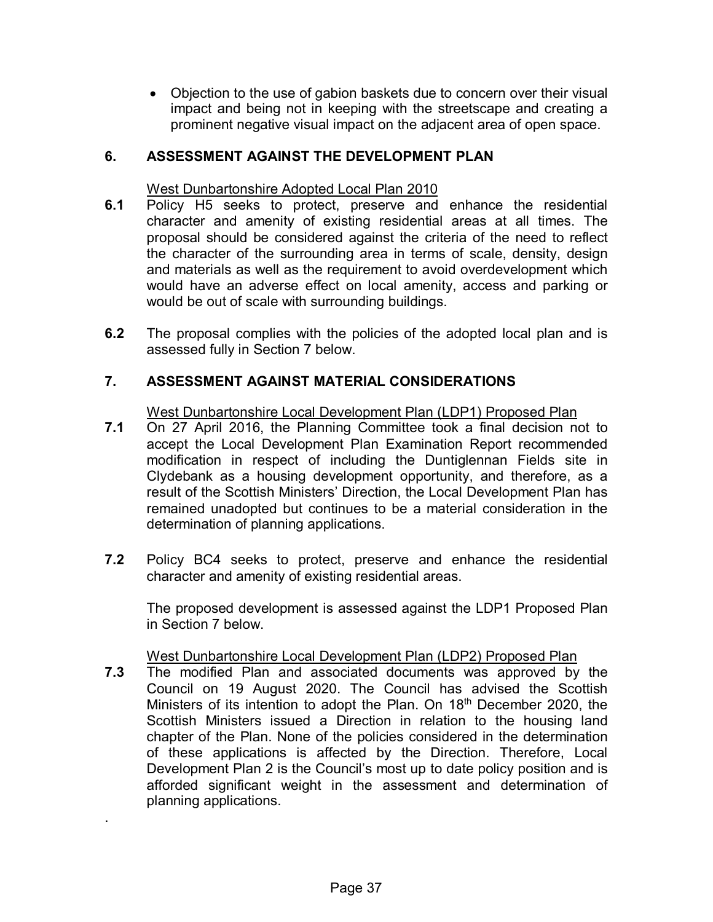- Objection to the use of gabion baskets due to concern over their visual impact and being not in keeping with the streetscape and creating a prominent negative visual impact on the adjacent area of open space.

## 6. ASSESSMENT AGAINST THE DEVELOPMENT PLAN

West Dunbartonshire Adopted Local Plan 2010

**6.1** Policy H5 seeks to protect, preserve and enhance the residential character and amenity of existing residential areas at all times. The proposal should be considered against the criteria of the need to reflect the character of the surrounding area in terms of scale, density, design and materials as well as the requirement to avoid overdevelopment which would have an adverse effect on local amenity, access and parking or would be out of scale with surrounding buildings.

**6.2** The proposal complies with the policies of the adopted local plan and is assessed fully in Section 7 below.

## 7. ASSESSMENT AGAINST MATERIAL CONSIDERATIONS

West Dunbartonshire Local Development Plan (LDP1) Proposed Plan

**7.1** On 27 April 2016, the Planning Committee took a final decision not to accept the Local Development Plan Examination Report recommended modification in respect of including the Duntiglennan Fields site in Clydebank as a housing development opportunity, and therefore, as a result of the Scottish Ministers' Direction, the Local Development Plan has remained unadopted but continues to be a material consideration in the determination of planning applications.

**7.2** Policy BC4 seeks to protect, preserve and enhance the residential character and amenity of existing residential areas.

The proposed development is assessed against the LDP1 Proposed Plan in Section 7 below.

West Dunbartonshire Local Development Plan (LDP2) Proposed Plan

**7.3** The modified Plan and associated documents was approved by the Council on 19 August 2020. The Council has advised the Scottish Ministers of its intention to adopt the Plan. On 18th December 2020, the Scottish Ministers issued a Direction in relation to the housing land chapter of the Plan. None of the policies considered in the determination of these applications is affected by the Direction. Therefore, Local Development Plan 2 is the Council's most up to date policy position and is afforded significant weight in the assessment and determination of planning applications.

.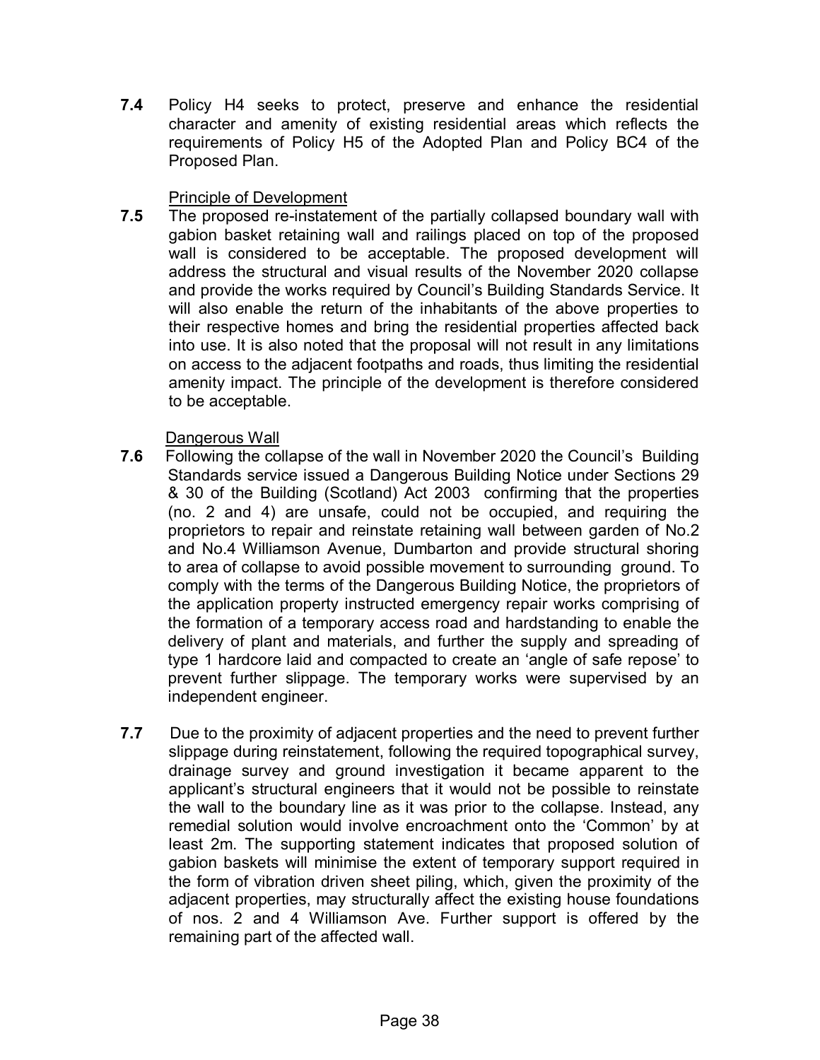**7.4** Policy H4 seeks to protect, preserve and enhance the residential character and amenity of existing residential areas which reflects the requirements of Policy H5 of the Adopted Plan and Policy BC4 of the Proposed Plan.

Principle of Development

**7.5** The proposed re-instatement of the partially collapsed boundary wall with gabion basket retaining wall and railings placed on top of the proposed wall is considered to be acceptable. The proposed development will address the structural and visual results of the November 2020 collapse and provide the works required by Council's Building Standards Service. It will also enable the return of the inhabitants of the above properties to their respective homes and bring the residential properties affected back into use. It is also noted that the proposal will not result in any limitations on access to the adjacent footpaths and roads, thus limiting the residential amenity impact. The principle of the development is therefore considered to be acceptable.

Dangerous Wall

**7.6** Following the collapse of the wall in November 2020 the Council's Building Standards service issued a Dangerous Building Notice under Sections 29 & 30 of the Building (Scotland) Act 2003 confirming that the properties (no. 2 and 4) are unsafe, could not be occupied, and requiring the proprietors to repair and reinstate retaining wall between garden of No.2 and No.4 Williamson Avenue, Dumbarton and provide structural shoring to area of collapse to avoid possible movement to surrounding ground. To comply with the terms of the Dangerous Building Notice, the proprietors of the application property instructed emergency repair works comprising of the formation of a temporary access road and hardstanding to enable the delivery of plant and materials, and further the supply and spreading of type 1 hardcore laid and compacted to create an 'angle of safe repose' to prevent further slippage. The temporary works were supervised by an independent engineer.

**7.7** Due to the proximity of adjacent properties and the need to prevent further slippage during reinstatement, following the required topographical survey, drainage survey and ground investigation it became apparent to the applicant's structural engineers that it would not be possible to reinstate the wall to the boundary line as it was prior to the collapse. Instead, any remedial solution would involve encroachment onto the 'Common' by at least 2m. The supporting statement indicates that proposed solution of gabion baskets will minimise the extent of temporary support required in the form of vibration driven sheet piling, which, given the proximity of the adjacent properties, may structurally affect the existing house foundations of nos. 2 and 4 Williamson Ave. Further support is offered by the remaining part of the affected wall.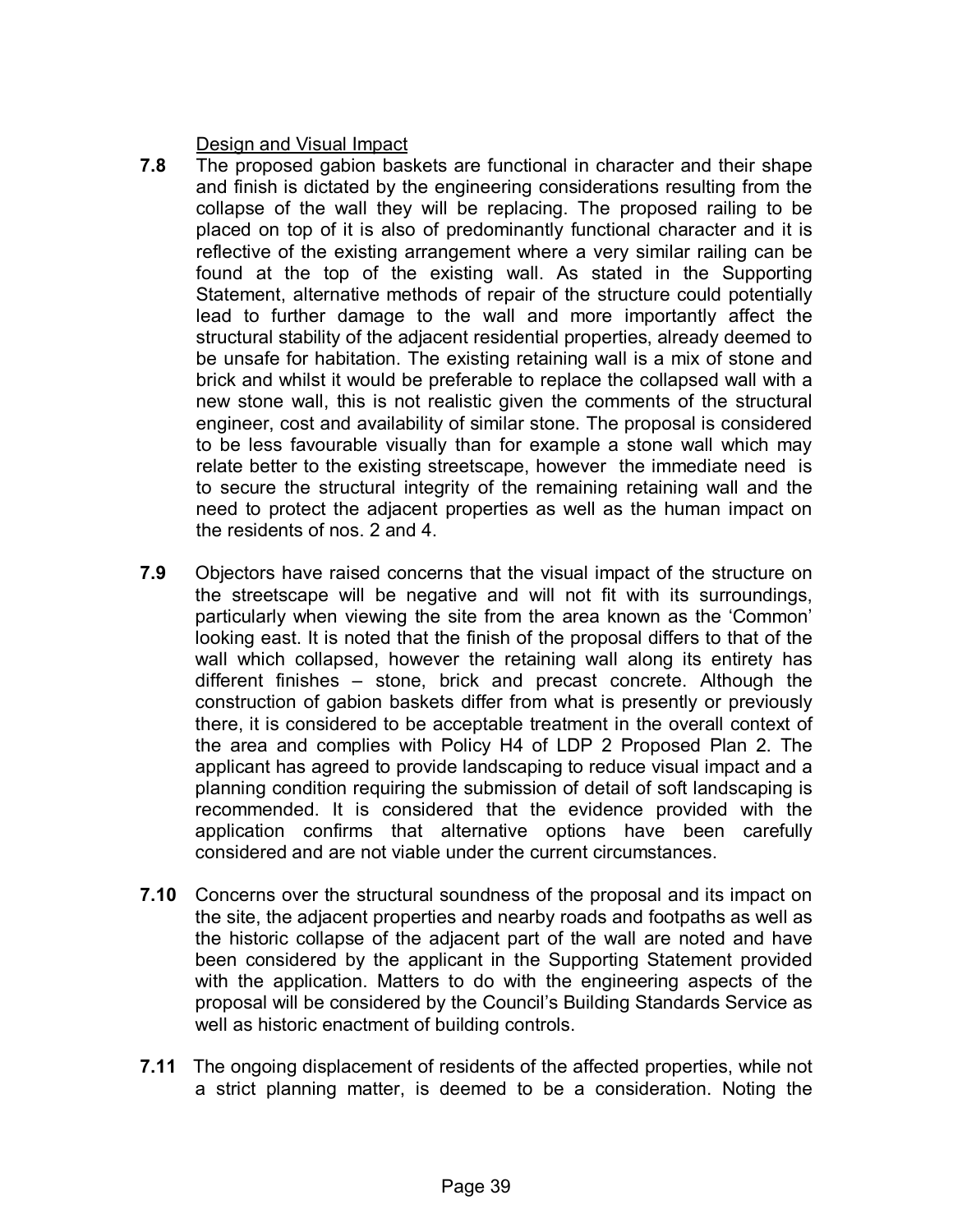Design and Visual Impact

**7.8** The proposed gabion baskets are functional in character and their shape and finish is dictated by the engineering considerations resulting from the collapse of the wall they will be replacing. The proposed railing to be placed on top of it is also of predominantly functional character and it is reflective of the existing arrangement where a very similar railing can be found at the top of the existing wall. As stated in the Supporting Statement, alternative methods of repair of the structure could potentially lead to further damage to the wall and more importantly affect the structural stability of the adjacent residential properties, already deemed to be unsafe for habitation. The existing retaining wall is a mix of stone and brick and whilst it would be preferable to replace the collapsed wall with a new stone wall, this is not realistic given the comments of the structural engineer, cost and availability of similar stone. The proposal is considered to be less favourable visually than for example a stone wall which may relate better to the existing streetscape, however the immediate need is to secure the structural integrity of the remaining retaining wall and the need to protect the adjacent properties as well as the human impact on the residents of nos. 2 and 4.

**7.9** Objectors have raised concerns that the visual impact of the structure on the streetscape will be negative and will not fit with its surroundings, particularly when viewing the site from the area known as the 'Common' looking east. It is noted that the finish of the proposal differs to that of the wall which collapsed, however the retaining wall along its entirety has different finishes – stone, brick and precast concrete. Although the construction of gabion baskets differ from what is presently or previously there, it is considered to be acceptable treatment in the overall context of the area and complies with Policy H4 of LDP 2 Proposed Plan 2. The applicant has agreed to provide landscaping to reduce visual impact and a planning condition requiring the submission of detail of soft landscaping is recommended. It is considered that the evidence provided with the application confirms that alternative options have been carefully considered and are not viable under the current circumstances.

**7.10** Concerns over the structural soundness of the proposal and its impact on the site, the adjacent properties and nearby roads and footpaths as well as the historic collapse of the adjacent part of the wall are noted and have been considered by the applicant in the Supporting Statement provided with the application. Matters to do with the engineering aspects of the proposal will be considered by the Council's Building Standards Service as well as historic enactment of building controls.

**7.11** The ongoing displacement of residents of the affected properties, while not a strict planning matter, is deemed to be a consideration. Noting the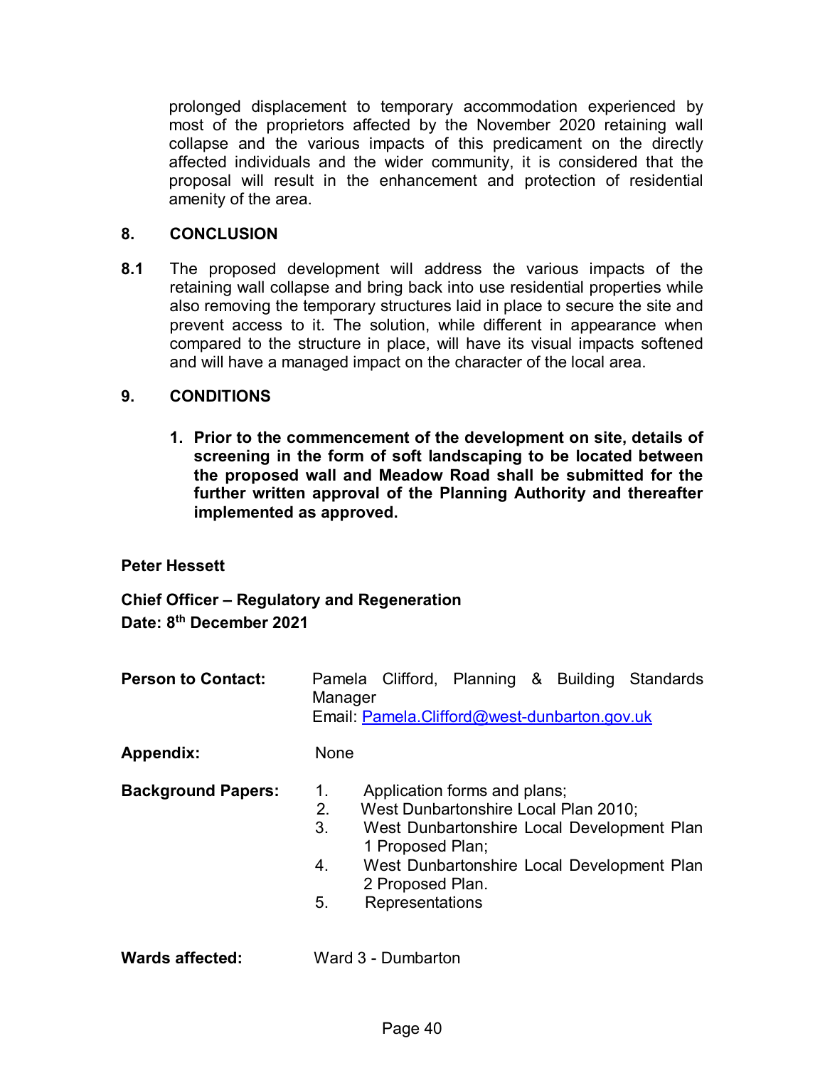prolonged displacement to temporary accommodation experienced by most of the proprietors affected by the November 2020 retaining wall collapse and the various impacts of this predicament on the directly affected individuals and the wider community, it is considered that the proposal will result in the enhancement and protection of residential amenity of the area.

## 8. CONCLUSION

**8.1** The proposed development will address the various impacts of the retaining wall collapse and bring back into use residential properties while also removing the temporary structures laid in place to secure the site and prevent access to it. The solution, while different in appearance when compared to the structure in place, will have its visual impacts softened and will have a managed impact on the character of the local area.

## 9. CONDITIONS

1. **Prior to the commencement of the development on site, details of screening in the form of soft landscaping to be located between the proposed wall and Meadow Road shall be submitted for the further written approval of the Planning Authority and thereafter implemented as approved.**

**Peter Hessett**

**Chief Officer – Regulatory and Regeneration**
**Date: 8th December 2021**

| | |
|---|---|
| **Person to Contact:** | Pamela Clifford, Planning & Building Standards Manager<br>Email: Pamela.Clifford@west-dunbarton.gov.uk |
| **Appendix:** | None |
| **Background Papers:** | 1. Application forms and plans;<br>2. West Dunbartonshire Local Plan 2010;<br>3. West Dunbartonshire Local Development Plan 1 Proposed Plan;<br>4. West Dunbartonshire Local Development Plan 2 Proposed Plan.<br>5. Representations |
| **Wards affected:** | Ward 3 - Dumbarton |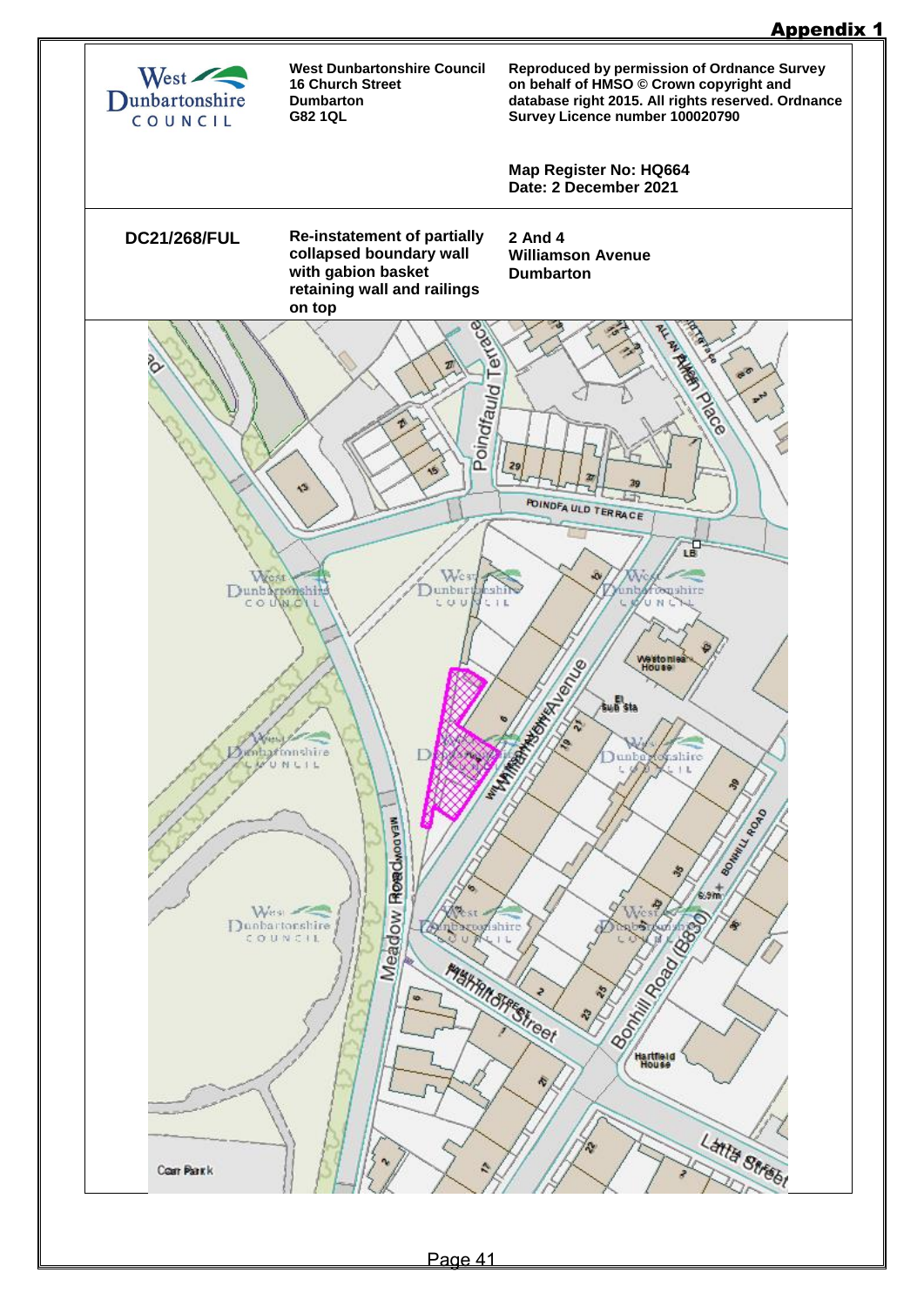**Appendix 1**

| | | |
|---|---|---|
| West Dunbartonshire COUNCIL | **West Dunbartonshire Council**<br>**16 Church Street**<br>**Dumbarton**<br>**G82 1QL** | **Reproduced by permission of Ordnance Survey on behalf of HMSO © Crown copyright and database right 2015. All rights reserved. Ordnance Survey Licence number 100020790**<br><br>**Map Register No: HQ664**<br>**Date: 2 December 2021** |
| **DC21/268/FUL** | **Re-instatement of partially collapsed boundary wall with gabion basket retaining wall and railings on top** | **2 And 4 Williamson Avenue Dumbarton** |